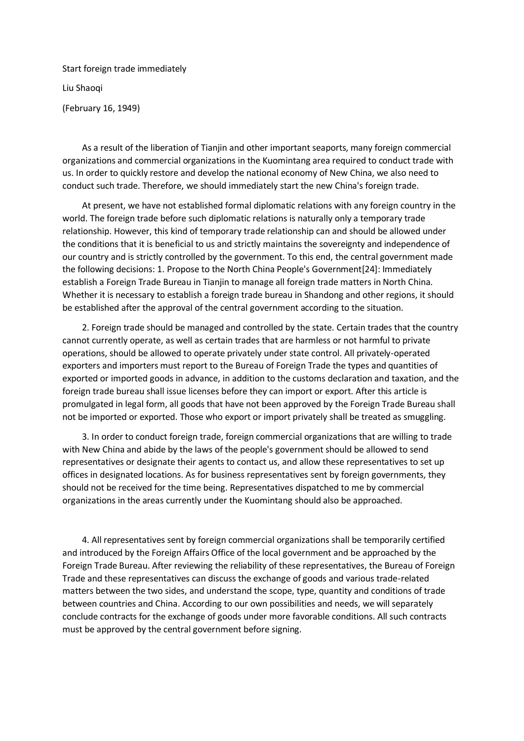# Start foreign trade immediately

Liu Shaoqi

(February 16, 1949)

As a result of the liberation of Tianjin and other important seaports, many foreign commercial organizations and commercial organizations in the Kuomintang area required to conduct trade with us. In order to quickly restore and develop the national economy of New China, we also need to conduct such trade. Therefore, we should immediately start the new China's foreign trade.

At present, we have not established formal diplomatic relations with any foreign country in the world. The foreign trade before such diplomatic relations is naturally only a temporary trade relationship. However, this kind of temporary trade relationship can and should be allowed under the conditions that it is beneficial to us and strictly maintains the sovereignty and independence of our country and is strictly controlled by the government. To this end, the central government made the following decisions: 1. Propose to the North China People's Government[24]: Immediately establish a Foreign Trade Bureau in Tianjin to manage all foreign trade matters in North China. Whether it is necessary to establish a foreign trade bureau in Shandong and other regions, it should be established after the approval of the central government according to the situation.

2. Foreign trade should be managed and controlled by the state. Certain trades that the country cannot currently operate, as well as certain trades that are harmless or not harmful to private operations, should be allowed to operate privately under state control. All privately-operated exporters and importers must report to the Bureau of Foreign Trade the types and quantities of exported or imported goods in advance, in addition to the customs declaration and taxation, and the foreign trade bureau shall issue licenses before they can import or export. After this article is promulgated in legal form, all goods that have not been approved by the Foreign Trade Bureau shall not be imported or exported. Those who export or import privately shall be treated as smuggling.

3. In order to conduct foreign trade, foreign commercial organizations that are willing to trade with New China and abide by the laws of the people's government should be allowed to send representatives or designate their agents to contact us, and allow these representatives to set up offices in designated locations. As for business representatives sent by foreign governments, they should not be received for the time being. Representatives dispatched to me by commercial organizations in the areas currently under the Kuomintang should also be approached.

4. All representatives sent by foreign commercial organizations shall be temporarily certified and introduced by the Foreign Affairs Office of the local government and be approached by the Foreign Trade Bureau. After reviewing the reliability of these representatives, the Bureau of Foreign Trade and these representatives can discuss the exchange of goods and various trade-related matters between the two sides, and understand the scope, type, quantity and conditions of trade between countries and China. According to our own possibilities and needs, we will separately conclude contracts for the exchange of goods under more favorable conditions. All such contracts must be approved by the central government before signing.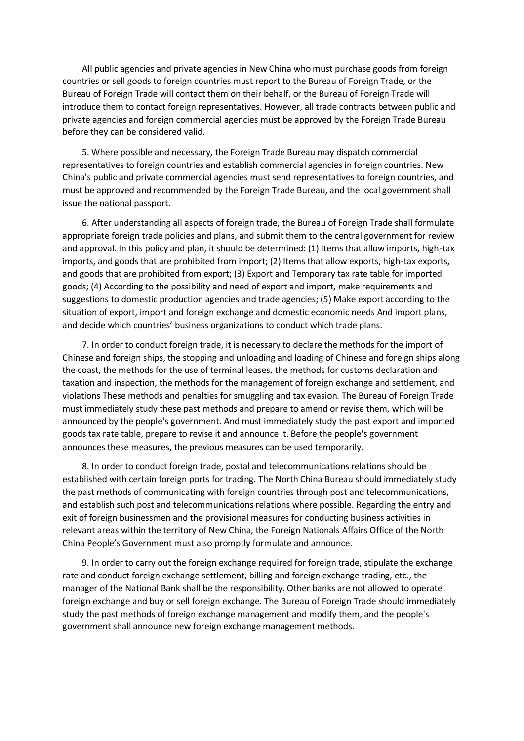All public agencies and private agencies in New China who must purchase goods from foreign countries or sell goods to foreign countries must report to the Bureau of Foreign Trade, or the Bureau of Foreign Trade will contact them on their behalf, or the Bureau of Foreign Trade will introduce them to contact foreign representatives. However, all trade contracts between public and private agencies and foreign commercial agencies must be approved by the Foreign Trade Bureau before they can be considered valid.

5. Where possible and necessary, the Foreign Trade Bureau may dispatch commercial representatives to foreign countries and establish commercial agencies in foreign countries. New China's public and private commercial agencies must send representatives to foreign countries, and must be approved and recommended by the Foreign Trade Bureau, and the local government shall issue the national passport.

6. After understanding all aspects of foreign trade, the Bureau of Foreign Trade shall formulate appropriate foreign trade policies and plans, and submit them to the central government for review and approval. In this policy and plan, it should be determined: (1) Items that allow imports, high-tax imports, and goods that are prohibited from import; (2) Items that allow exports, high-tax exports, and goods that are prohibited from export; (3) Export and Temporary tax rate table for imported goods; (4) According to the possibility and need of export and import, make requirements and suggestions to domestic production agencies and trade agencies; (5) Make export according to the situation of export, import and foreign exchange and domestic economic needs And import plans, and decide which countries' business organizations to conduct which trade plans.

7. In order to conduct foreign trade, it is necessary to declare the methods for the import of Chinese and foreign ships, the stopping and unloading and loading of Chinese and foreign ships along the coast, the methods for the use of terminal leases, the methods for customs declaration and taxation and inspection, the methods for the management of foreign exchange and settlement, and violations These methods and penalties for smuggling and tax evasion. The Bureau of Foreign Trade must immediately study these past methods and prepare to amend or revise them, which will be announced by the people's government. And must immediately study the past export and imported goods tax rate table, prepare to revise it and announce it. Before the people's government announces these measures, the previous measures can be used temporarily.

8. In order to conduct foreign trade, postal and telecommunications relations should be established with certain foreign ports for trading. The North China Bureau should immediately study the past methods of communicating with foreign countries through post and telecommunications, and establish such post and telecommunications relations where possible. Regarding the entry and exit of foreign businessmen and the provisional measures for conducting business activities in relevant areas within the territory of New China, the Foreign Nationals Affairs Office of the North China People's Government must also promptly formulate and announce.

9. In order to carry out the foreign exchange required for foreign trade, stipulate the exchange rate and conduct foreign exchange settlement, billing and foreign exchange trading, etc., the manager of the National Bank shall be the responsibility. Other banks are not allowed to operate foreign exchange and buy or sell foreign exchange. The Bureau of Foreign Trade should immediately study the past methods of foreign exchange management and modify them, and the people's government shall announce new foreign exchange management methods.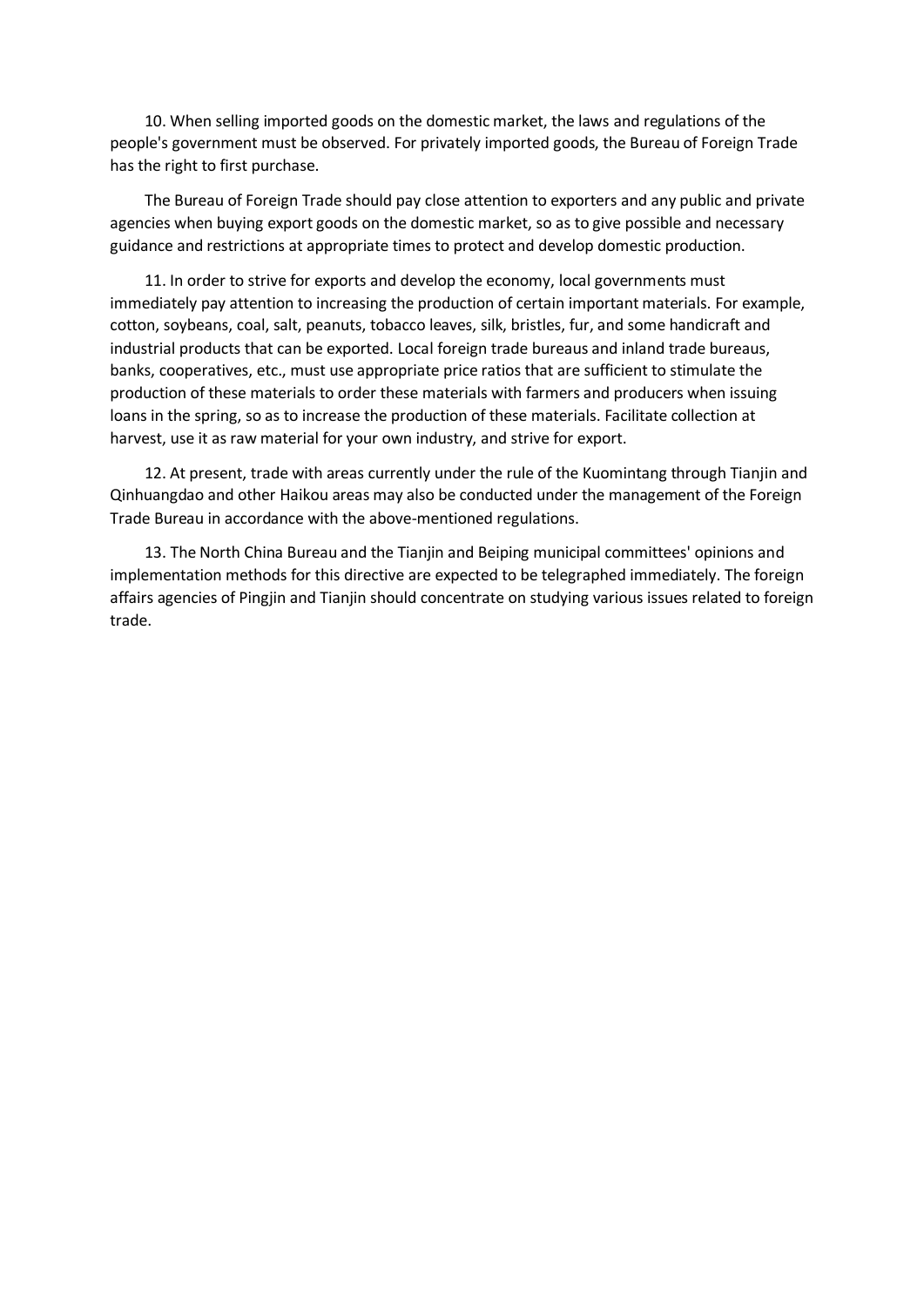10. When selling imported goods on the domestic market, the laws and regulations of the people's government must be observed. For privately imported goods, the Bureau of Foreign Trade has the right to first purchase.

The Bureau of Foreign Trade should pay close attention to exporters and any public and private agencies when buying export goods on the domestic market, so as to give possible and necessary guidance and restrictions at appropriate times to protect and develop domestic production.

11. In order to strive for exports and develop the economy, local governments must immediately pay attention to increasing the production of certain important materials. For example, cotton, soybeans, coal, salt, peanuts, tobacco leaves, silk, bristles, fur, and some handicraft and industrial products that can be exported. Local foreign trade bureaus and inland trade bureaus, banks, cooperatives, etc., must use appropriate price ratios that are sufficient to stimulate the production of these materials to order these materials with farmers and producers when issuing loans in the spring, so as to increase the production of these materials. Facilitate collection at harvest, use it as raw material for your own industry, and strive for export.

12. At present, trade with areas currently under the rule of the Kuomintang through Tianjin and Qinhuangdao and other Haikou areas may also be conducted under the management of the Foreign Trade Bureau in accordance with the above-mentioned regulations.

13. The North China Bureau and the Tianjin and Beiping municipal committees' opinions and implementation methods for this directive are expected to be telegraphed immediately. The foreign affairs agencies of Pingjin and Tianjin should concentrate on studying various issues related to foreign trade.